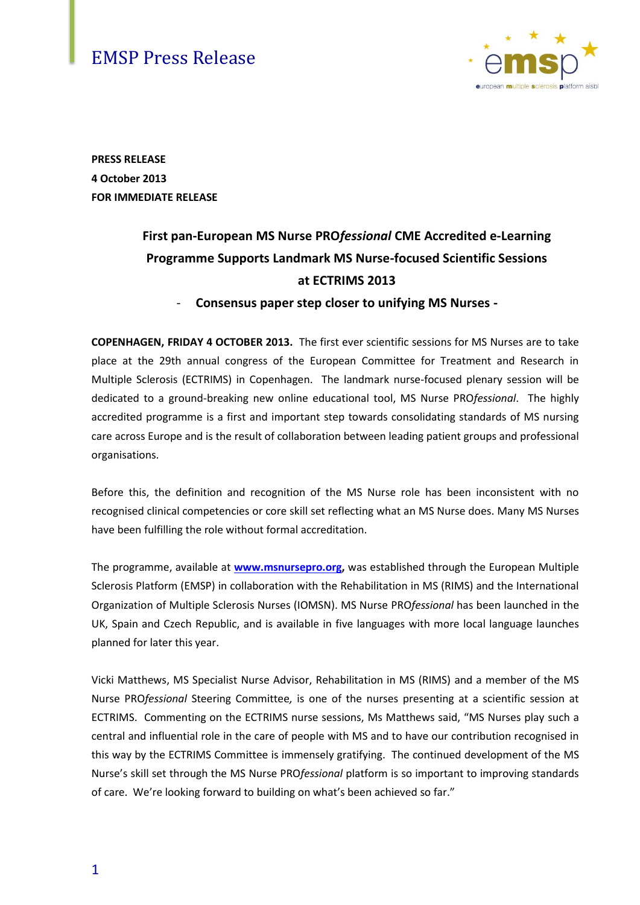# EMSP Press Release

**PRESS RELEASE**
**4 October 2013**
**FOR IMMEDIATE RELEASE**

## First pan-European MS Nurse PRO*fessional* CME Accredited e-Learning Programme Supports Landmark MS Nurse-focused Scientific Sessions at ECTRIMS 2013

### - Consensus paper step closer to unifying MS Nurses -

**COPENHAGEN, FRIDAY 4 OCTOBER 2013.** The first ever scientific sessions for MS Nurses are to take place at the 29th annual congress of the European Committee for Treatment and Research in Multiple Sclerosis (ECTRIMS) in Copenhagen. The landmark nurse-focused plenary session will be dedicated to a ground-breaking new online educational tool, MS Nurse PRO*fessional*. The highly accredited programme is a first and important step towards consolidating standards of MS nursing care across Europe and is the result of collaboration between leading patient groups and professional organisations.

Before this, the definition and recognition of the MS Nurse role has been inconsistent with no recognised clinical competencies or core skill set reflecting what an MS Nurse does. Many MS Nurses have been fulfilling the role without formal accreditation.

The programme, available at **www.msnursepro.org**, was established through the European Multiple Sclerosis Platform (EMSP) in collaboration with the Rehabilitation in MS (RIMS) and the International Organization of Multiple Sclerosis Nurses (IOMSN). MS Nurse PRO*fessional* has been launched in the UK, Spain and Czech Republic, and is available in five languages with more local language launches planned for later this year.

Vicki Matthews, MS Specialist Nurse Advisor, Rehabilitation in MS (RIMS) and a member of the MS Nurse PRO*fessional* Steering Committee, is one of the nurses presenting at a scientific session at ECTRIMS. Commenting on the ECTRIMS nurse sessions, Ms Matthews said, "MS Nurses play such a central and influential role in the care of people with MS and to have our contribution recognised in this way by the ECTRIMS Committee is immensely gratifying. The continued development of the MS Nurse's skill set through the MS Nurse PRO*fessional* platform is so important to improving standards of care. We're looking forward to building on what's been achieved so far."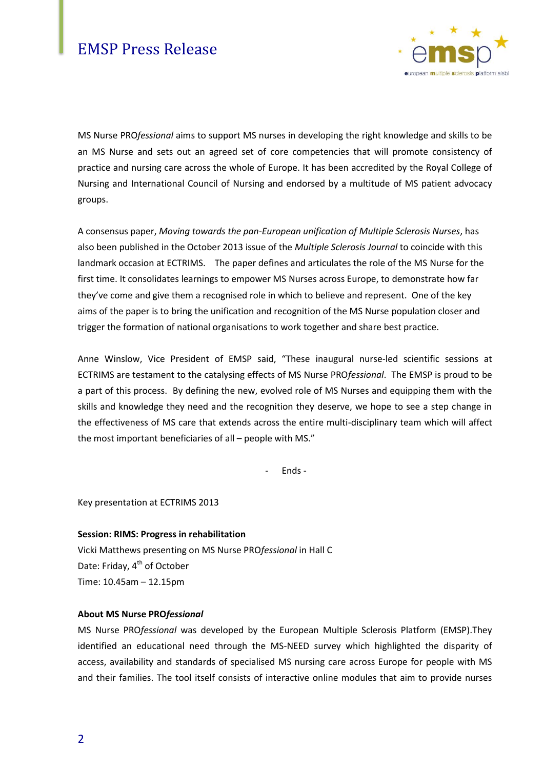MS Nurse PRO*fessional* aims to support MS nurses in developing the right knowledge and skills to be an MS Nurse and sets out an agreed set of core competencies that will promote consistency of practice and nursing care across the whole of Europe. It has been accredited by the Royal College of Nursing and International Council of Nursing and endorsed by a multitude of MS patient advocacy groups.

A consensus paper, *Moving towards the pan-European unification of Multiple Sclerosis Nurses*, has also been published in the October 2013 issue of the *Multiple Sclerosis Journal* to coincide with this landmark occasion at ECTRIMS. The paper defines and articulates the role of the MS Nurse for the first time. It consolidates learnings to empower MS Nurses across Europe, to demonstrate how far they've come and give them a recognised role in which to believe and represent. One of the key aims of the paper is to bring the unification and recognition of the MS Nurse population closer and trigger the formation of national organisations to work together and share best practice.

Anne Winslow, Vice President of EMSP said, "These inaugural nurse-led scientific sessions at ECTRIMS are testament to the catalysing effects of MS Nurse PRO*fessional*. The EMSP is proud to be a part of this process. By defining the new, evolved role of MS Nurses and equipping them with the skills and knowledge they need and the recognition they deserve, we hope to see a step change in the effectiveness of MS care that extends across the entire multi-disciplinary team which will affect the most important beneficiaries of all – people with MS."

- Ends -

Key presentation at ECTRIMS 2013

**Session: RIMS: Progress in rehabilitation**
Vicki Matthews presenting on MS Nurse PRO*fessional* in Hall C
Date: Friday, 4th of October
Time: 10.45am – 12.15pm

**About MS Nurse PRO*fessional***

MS Nurse PRO*fessional* was developed by the European Multiple Sclerosis Platform (EMSP).They identified an educational need through the MS-NEED survey which highlighted the disparity of access, availability and standards of specialised MS nursing care across Europe for people with MS and their families. The tool itself consists of interactive online modules that aim to provide nurses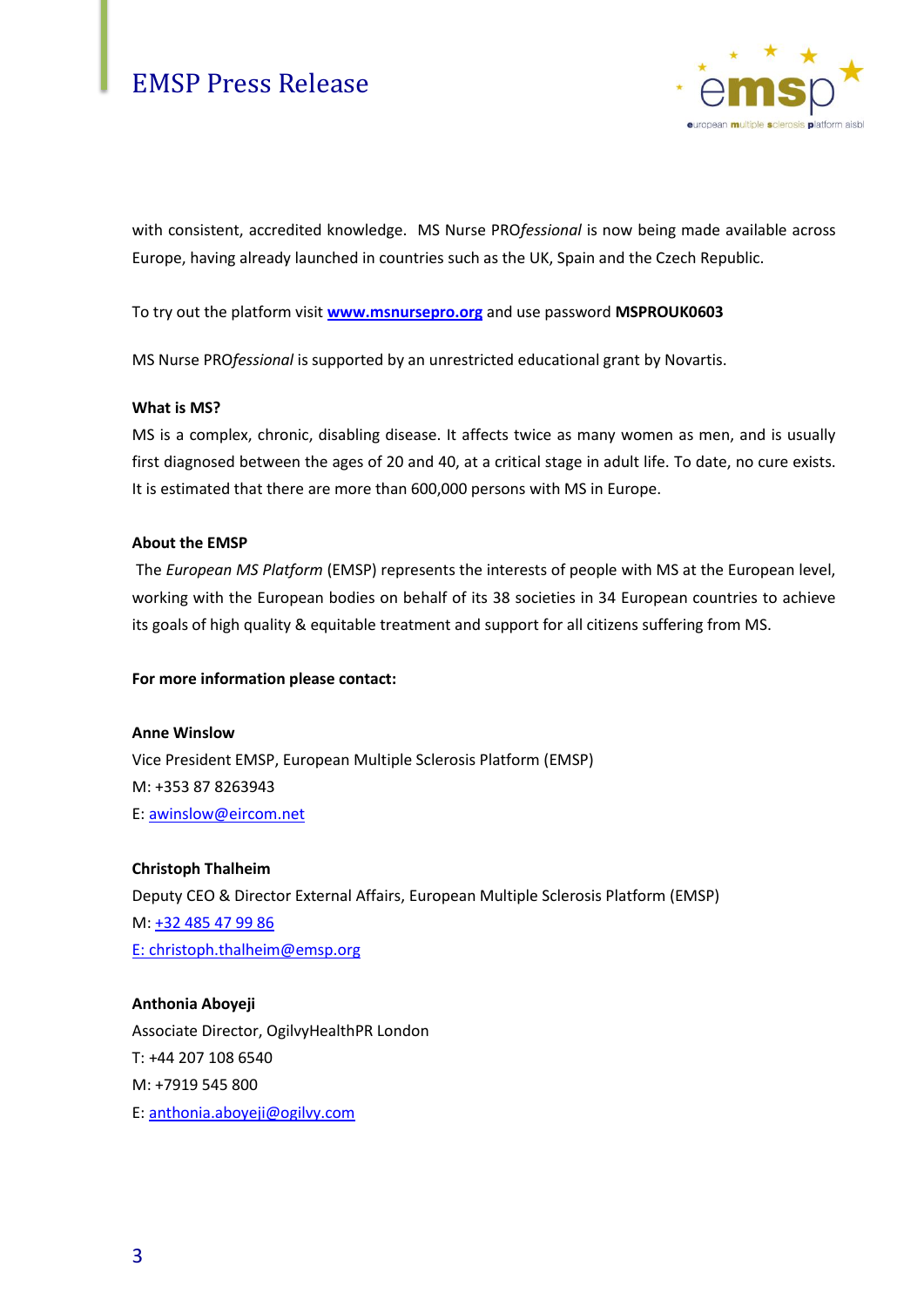with consistent, accredited knowledge. MS Nurse PRO*fessional* is now being made available across Europe, having already launched in countries such as the UK, Spain and the Czech Republic.

To try out the platform visit **www.msnursepro.org** and use password **MSPROUK0603**

MS Nurse PRO*fessional* is supported by an unrestricted educational grant by Novartis.

**What is MS?**

MS is a complex, chronic, disabling disease. It affects twice as many women as men, and is usually first diagnosed between the ages of 20 and 40, at a critical stage in adult life. To date, no cure exists. It is estimated that there are more than 600,000 persons with MS in Europe.

**About the EMSP**

The *European MS Platform* (EMSP) represents the interests of people with MS at the European level, working with the European bodies on behalf of its 38 societies in 34 European countries to achieve its goals of high quality & equitable treatment and support for all citizens suffering from MS.

**For more information please contact:**

**Anne Winslow**
Vice President EMSP, European Multiple Sclerosis Platform (EMSP)
M: +353 87 8263943
E: awinslow@eircom.net

**Christoph Thalheim**
Deputy CEO & Director External Affairs, European Multiple Sclerosis Platform (EMSP)
M: +32 485 47 99 86
E: christoph.thalheim@emsp.org

**Anthonia Aboyeji**
Associate Director, OgilvyHealthPR London
T: +44 207 108 6540
M: +7919 545 800
E: anthonia.aboyeji@ogilvy.com